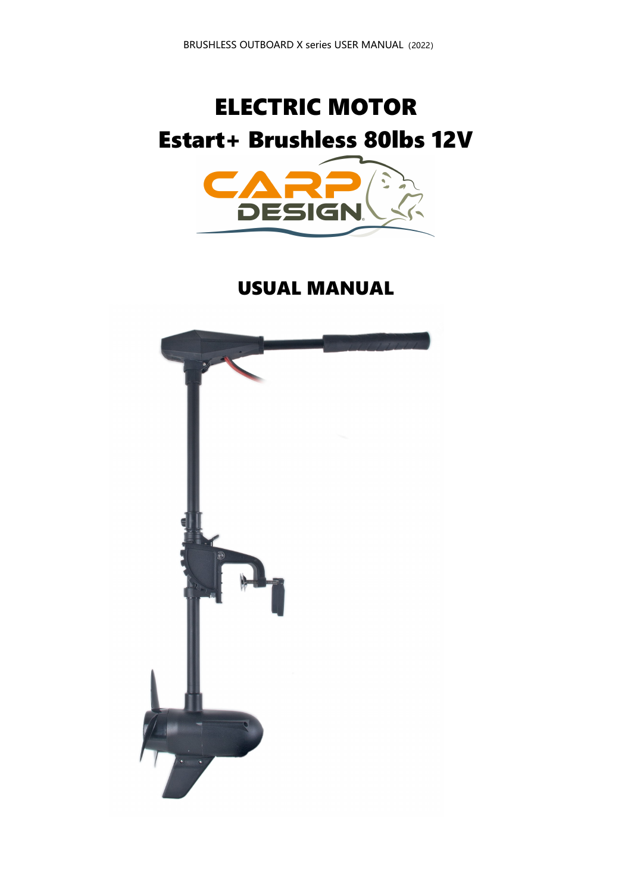# ELECTRIC MOTOR

# Estart+ Brushless 80lbs 12V

CARP DESIGN

## USUAL MANUAL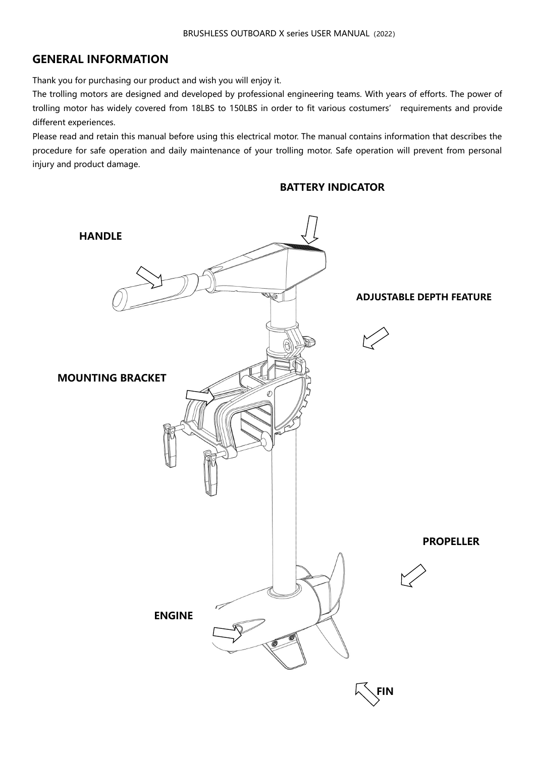## GENERAL INFORMATION

Thank you for purchasing our product and wish you will enjoy it.

The trolling motors are designed and developed by professional engineering teams. With years of efforts. The power of trolling motor has widely covered from 18LBS to 150LBS in order to fit various costumers' requirements and provide different experiences.

Please read and retain this manual before using this electrical motor. The manual contains information that describes the procedure for safe operation and daily maintenance of your trolling motor. Safe operation will prevent from personal injury and product damage.

**BATTERY INDICATOR**

**HANDLE**

**ADJUSTABLE DEPTH FEATURE**

**MOUNTING BRACKET**

**PROPELLER**

**ENGINE**

**FIN**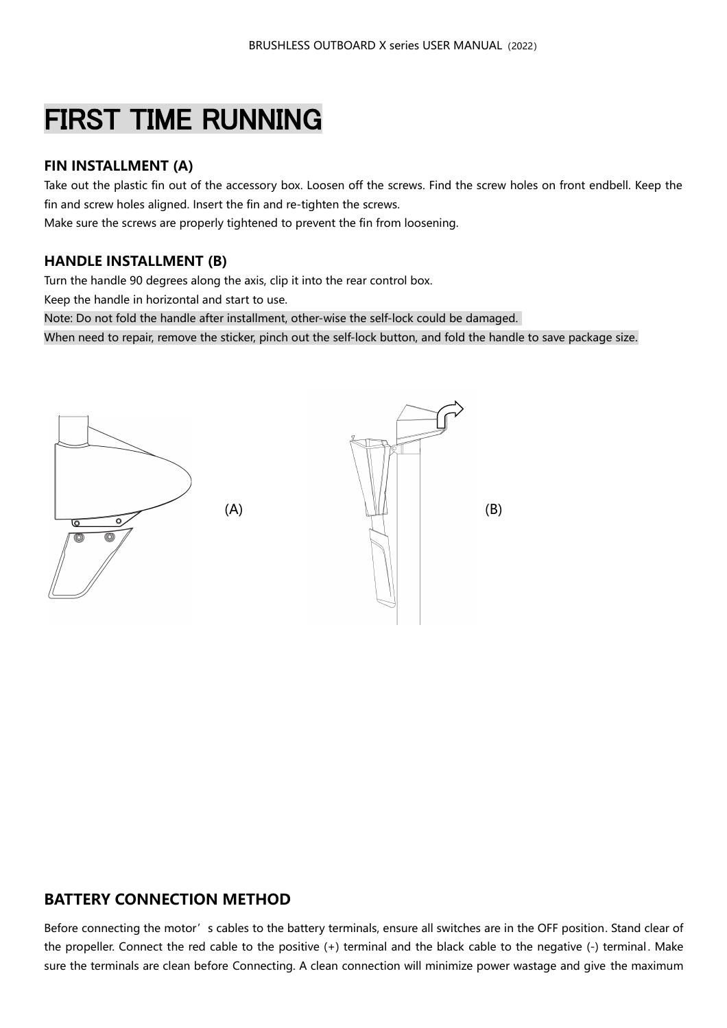# FIRST TIME RUNNING

### FIN INSTALLMENT (A)

Take out the plastic fin out of the accessory box. Loosen off the screws. Find the screw holes on front endbell. Keep the fin and screw holes aligned. Insert the fin and re-tighten the screws.

Make sure the screws are properly tightened to prevent the fin from loosening.

### HANDLE INSTALLMENT (B)

Turn the handle 90 degrees along the axis, clip it into the rear control box.

Keep the handle in horizontal and start to use.

Note: Do not fold the handle after installment, other-wise the self-lock could be damaged.

When need to repair, remove the sticker, pinch out the self-lock button, and fold the handle to save package size.

(A)

(B)

### BATTERY CONNECTION METHOD

Before connecting the motor's cables to the battery terminals, ensure all switches are in the OFF position. Stand clear of the propeller. Connect the red cable to the positive (+) terminal and the black cable to the negative (-) terminal. Make sure the terminals are clean before Connecting. A clean connection will minimize power wastage and give the maximum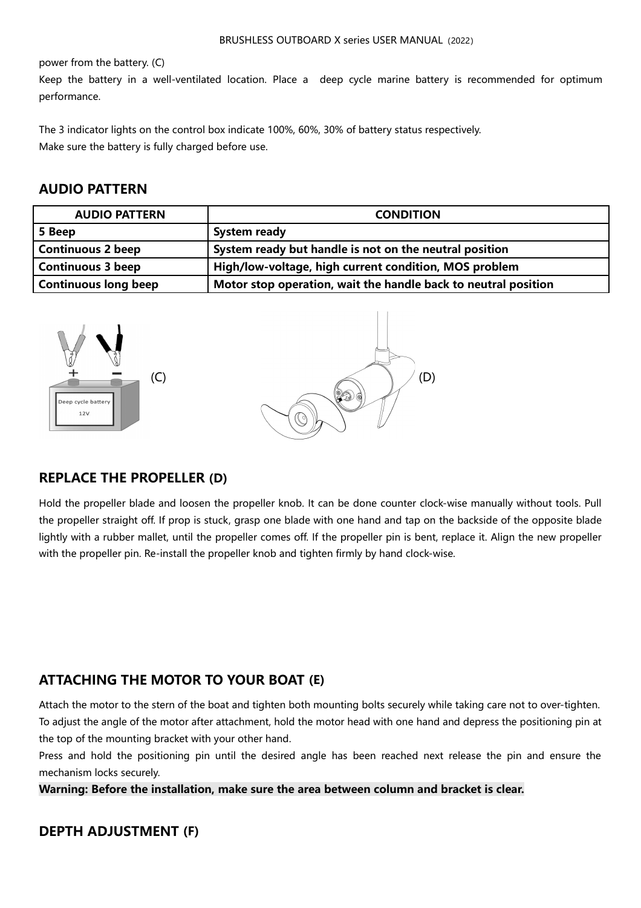power from the battery. (C)

Keep the battery in a well-ventilated location. Place a deep cycle marine battery is recommended for optimum performance.

The 3 indicator lights on the control box indicate 100%, 60%, 30% of battery status respectively.
Make sure the battery is fully charged before use.

## AUDIO PATTERN

| AUDIO PATTERN | CONDITION |
|---|---|
| **5 Beep** | **System ready** |
| **Continuous 2 beep** | **System ready but handle is not on the neutral position** |
| **Continuous 3 beep** | **High/low-voltage, high current condition, MOS problem** |
| **Continuous long beep** | **Motor stop operation, wait the handle back to neutral position** |

(C)

(D)

## REPLACE THE PROPELLER (D)

Hold the propeller blade and loosen the propeller knob. It can be done counter clock-wise manually without tools. Pull the propeller straight off. If prop is stuck, grasp one blade with one hand and tap on the backside of the opposite blade lightly with a rubber mallet, until the propeller comes off. If the propeller pin is bent, replace it. Align the new propeller with the propeller pin. Re-install the propeller knob and tighten firmly by hand clock-wise.

## ATTACHING THE MOTOR TO YOUR BOAT (E)

Attach the motor to the stern of the boat and tighten both mounting bolts securely while taking care not to over-tighten.
To adjust the angle of the motor after attachment, hold the motor head with one hand and depress the positioning pin at the top of the mounting bracket with your other hand.

Press and hold the positioning pin until the desired angle has been reached next release the pin and ensure the mechanism locks securely.

**Warning: Before the installation, make sure the area between column and bracket is clear.**

## DEPTH ADJUSTMENT (F)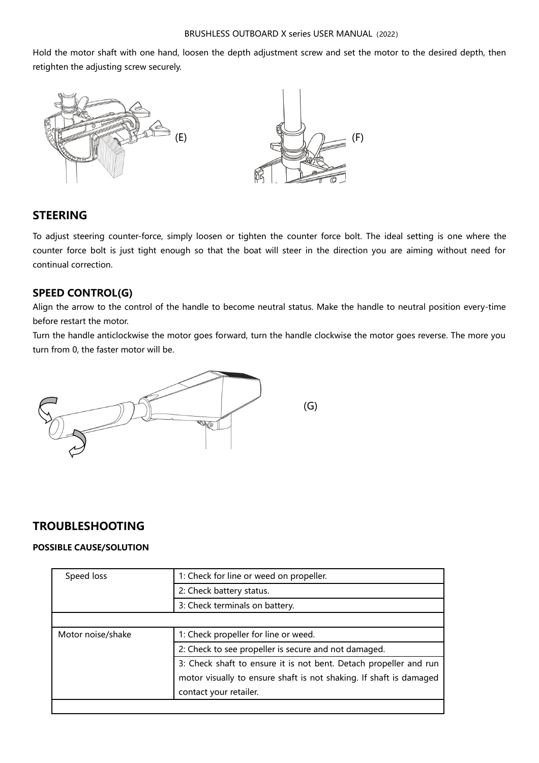Hold the motor shaft with one hand, loosen the depth adjustment screw and set the motor to the desired depth, then retighten the adjusting screw securely.

(E) (F)

## STEERING

To adjust steering counter-force, simply loosen or tighten the counter force bolt. The ideal setting is one where the counter force bolt is just tight enough so that the boat will steer in the direction you are aiming without need for continual correction.

### SPEED CONTROL(G)

Align the arrow to the control of the handle to become neutral status. Make the handle to neutral position every-time before restart the motor.

Turn the handle anticlockwise the motor goes forward, turn the handle clockwise the motor goes reverse. The more you turn from 0, the faster motor will be.

(G)

## TROUBLESHOOTING

**POSSIBLE CAUSE/SOLUTION**

| | |
|---|---|
| Speed loss | 1: Check for line or weed on propeller. |
| | 2: Check battery status. |
| | 3: Check terminals on battery. |
| | |
| Motor noise/shake | 1: Check propeller for line or weed. |
| | 2: Check to see propeller is secure and not damaged. |
| | 3: Check shaft to ensure it is not bent. Detach propeller and run motor visually to ensure shaft is not shaking. If shaft is damaged contact your retailer. |
| | |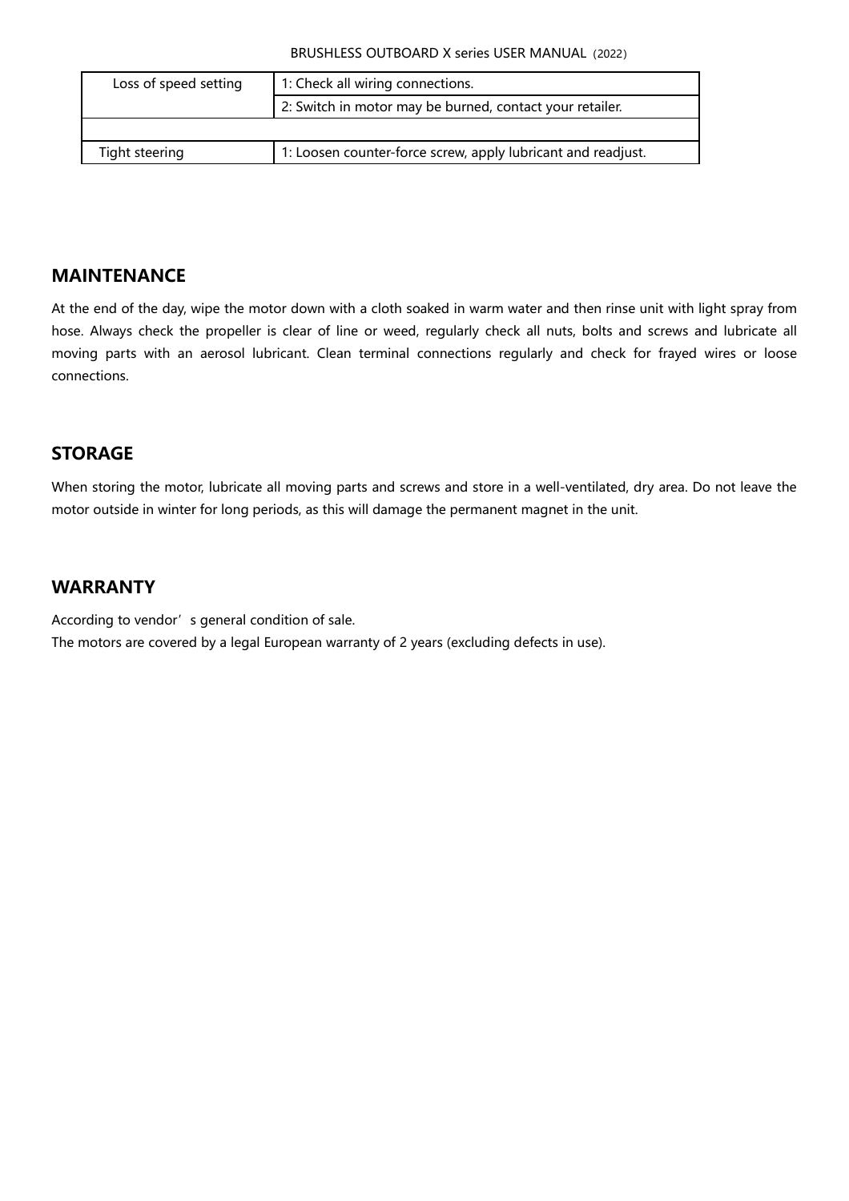| | |
|---|---|
| Loss of speed setting | 1: Check all wiring connections. |
| | 2: Switch in motor may be burned, contact your retailer. |
| | |
| Tight steering | 1: Loosen counter-force screw, apply lubricant and readjust. |

## MAINTENANCE

At the end of the day, wipe the motor down with a cloth soaked in warm water and then rinse unit with light spray from hose. Always check the propeller is clear of line or weed, regularly check all nuts, bolts and screws and lubricate all moving parts with an aerosol lubricant. Clean terminal connections regularly and check for frayed wires or loose connections.

## STORAGE

When storing the motor, lubricate all moving parts and screws and store in a well-ventilated, dry area. Do not leave the motor outside in winter for long periods, as this will damage the permanent magnet in the unit.

## WARRANTY

According to vendor's general condition of sale.
The motors are covered by a legal European warranty of 2 years (excluding defects in use).